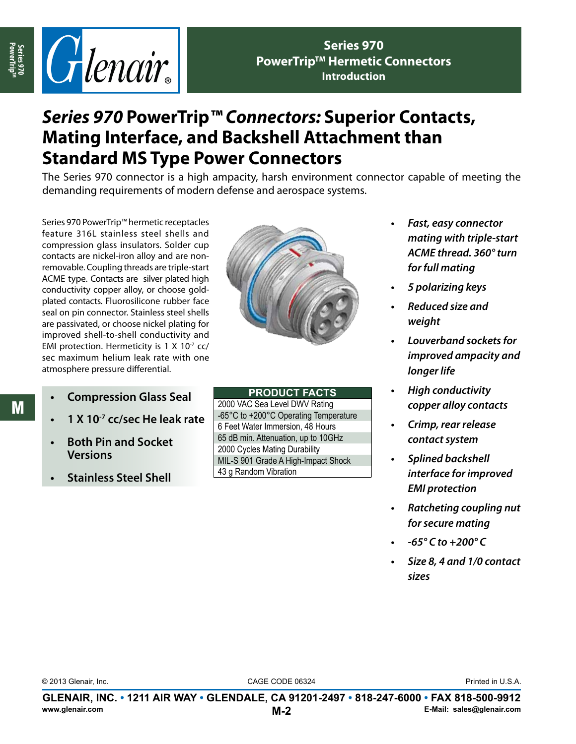# *Series 970* PowerTrip™ *Connectors:* Superior Contacts, Mating Interface, and Backshell Attachment than Standard MS Type Power Connectors

The Series 970 connector is a high ampacity, harsh environment connector capable of meeting the demanding requirements of modern defense and aerospace systems.

Series 970 PowerTrip™ hermetic receptacles feature 316L stainless steel shells and compression glass insulators. Solder cup contacts are nickel-iron alloy and are non-removable. Coupling threads are triple-start ACME type. Contacts are silver plated high conductivity copper alloy, or choose gold-plated contacts. Fluorosilicone rubber face seal on pin connector. Stainless steel shells are passivated, or choose nickel plating for improved shell-to-shell conductivity and EMI protection. Hermeticity is 1 X $10^{-7}$ cc/sec maximum helium leak rate with one atmosphere pressure differential.

- **Compression Glass Seal**
- **1 X $10^{-7}$ cc/sec He leak rate**
- **Both Pin and Socket Versions**
- **Stainless Steel Shell**

| PRODUCT FACTS |
| --- |
| 2000 VAC Sea Level DWV Rating |
| -65°C to +200°C Operating Temperature |
| 6 Feet Water Immersion, 48 Hours |
| 65 dB min. Attenuation, up to 10GHz |
| 2000 Cycles Mating Durability |
| MIL-S 901 Grade A High-Impact Shock |
| 43 g Random Vibration |

- *Fast, easy connector mating with triple-start ACME thread. 360° turn for full mating*
- *5 polarizing keys*
- *Reduced size and weight*
- *Louverband sockets for improved ampacity and longer life*
- *High conductivity copper alloy contacts*
- *Crimp, rear release contact system*
- *Splined backshell interface for improved EMI protection*
- *Ratcheting coupling nut for secure mating*
- *-65° C to +200° C*
- *Size 8, 4 and 1/0 contact sizes*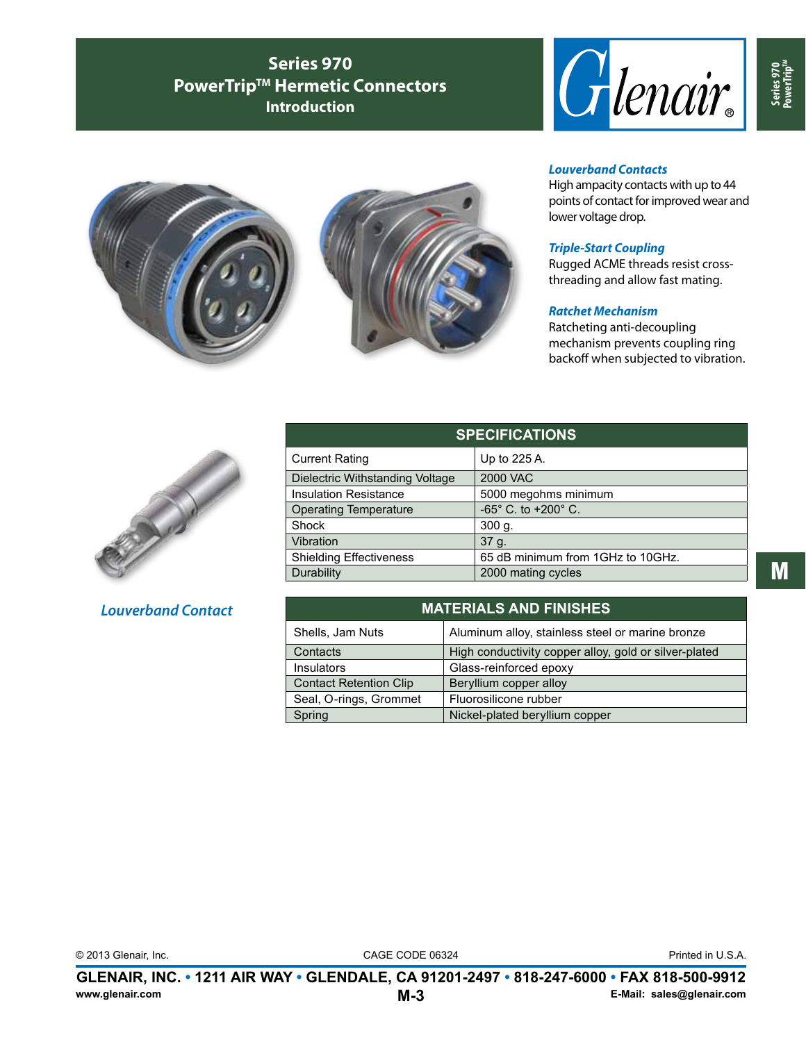# Series 970 PowerTrip™ Hermetic Connectors Introduction

***Louverband Contacts***
High ampacity contacts with up to 44 points of contact for improved wear and lower voltage drop.

***Triple-Start Coupling***
Rugged ACME threads resist cross-threading and allow fast mating.

***Ratchet Mechanism***
Ratcheting anti-decoupling mechanism prevents coupling ring backoff when subjected to vibration.

*Louverband Contact*

| SPECIFICATIONS | |
|---|---|
| Current Rating | Up to 225 A. |
| Dielectric Withstanding Voltage | 2000 VAC |
| Insulation Resistance | 5000 megohms minimum |
| Operating Temperature | -65° C. to +200° C. |
| Shock | 300 g. |
| Vibration | 37 g. |
| Shielding Effectiveness | 65 dB minimum from 1GHz to 10GHz. |
| Durability | 2000 mating cycles |

| MATERIALS AND FINISHES | |
|---|---|
| Shells, Jam Nuts | Aluminum alloy, stainless steel or marine bronze |
| Contacts | High conductivity copper alloy, gold or silver-plated |
| Insulators | Glass-reinforced epoxy |
| Contact Retention Clip | Beryllium copper alloy |
| Seal, O-rings, Grommet | Fluorosilicone rubber |
| Spring | Nickel-plated beryllium copper |

© 2013 Glenair, Inc. CAGE CODE 06324 Printed in U.S.A.

GLENAIR, INC. • 1211 AIR WAY • GLENDALE, CA 91201-2497 • 818-247-6000 • FAX 818-500-9912
www.glenair.com E-Mail: sales@glenair.com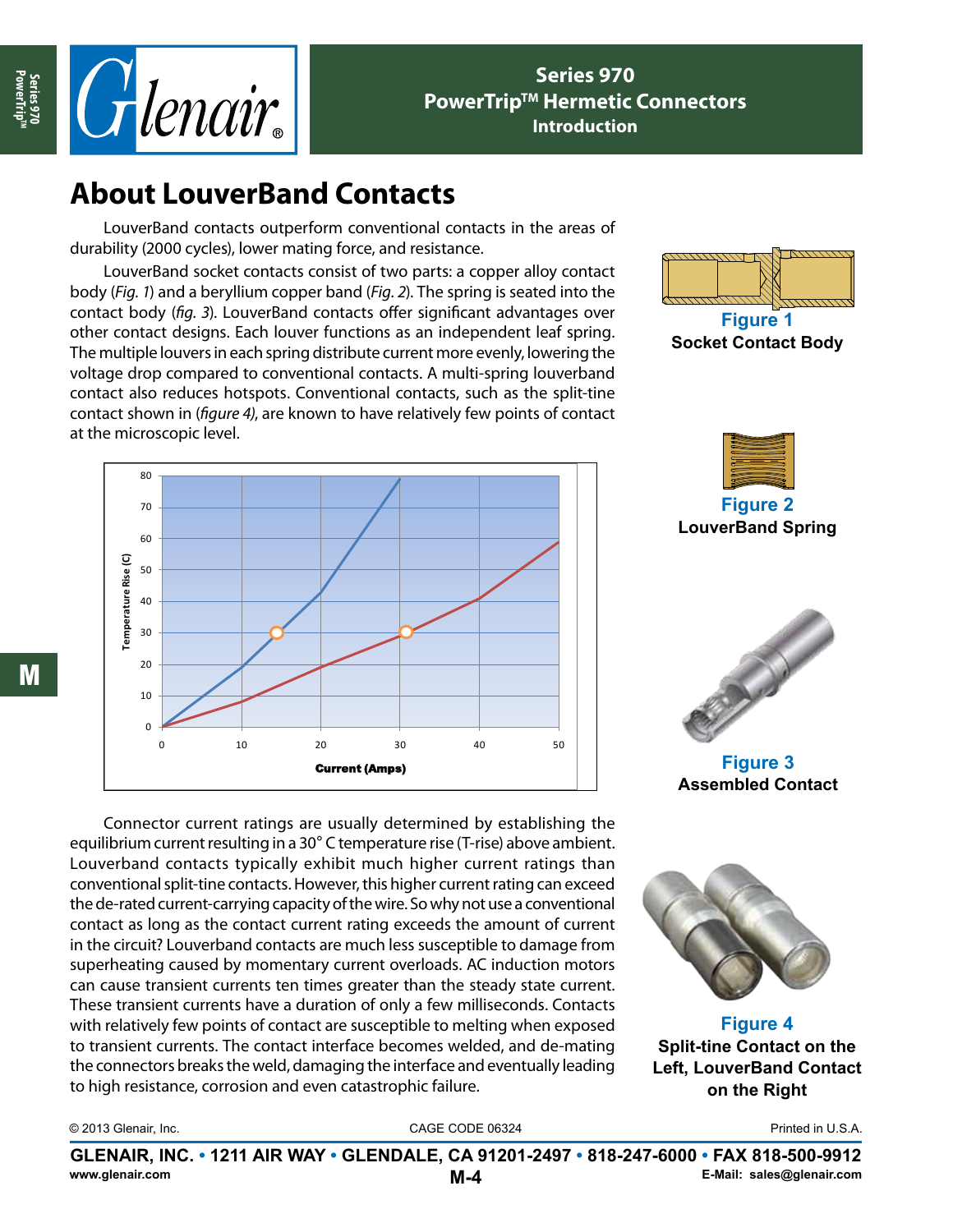# About LouverBand Contacts

LouverBand contacts outperform conventional contacts in the areas of durability (2000 cycles), lower mating force, and resistance.

LouverBand socket contacts consist of two parts: a copper alloy contact body (*Fig. 1*) and a beryllium copper band (*Fig. 2*). The spring is seated into the contact body (*fig. 3*). LouverBand contacts offer significant advantages over other contact designs. Each louver functions as an independent leaf spring. The multiple louvers in each spring distribute current more evenly, lowering the voltage drop compared to conventional contacts. A multi-spring louverband contact also reduces hotspots. Conventional contacts, such as the split-tine contact shown in (*figure 4*), are known to have relatively few points of contact at the microscopic level.

Temperature Rise (C)
80
70
60
50
40
30
20
10
0
0
10
20
30
40
50
Current (Amps)

Connector current ratings are usually determined by establishing the equilibrium current resulting in a 30° C temperature rise (T-rise) above ambient. Louverband contacts typically exhibit much higher current ratings than conventional split-tine contacts. However, this higher current rating can exceed the de-rated current-carrying capacity of the wire. So why not use a conventional contact as long as the contact current rating exceeds the amount of current in the circuit? Louverband contacts are much less susceptible to damage from superheating caused by momentary current overloads. AC induction motors can cause transient currents ten times greater than the steady state current. These transient currents have a duration of only a few milliseconds. Contacts with relatively few points of contact are susceptible to melting when exposed to transient currents. The contact interface becomes welded, and de-mating the connectors breaks the weld, damaging the interface and eventually leading to high resistance, corrosion and even catastrophic failure.

**Figure 1**
**Socket Contact Body**

**Figure 2**
**LouverBand Spring**

**Figure 3**
**Assembled Contact**

**Figure 4**
**Split-tine Contact on the Left, LouverBand Contact on the Right**